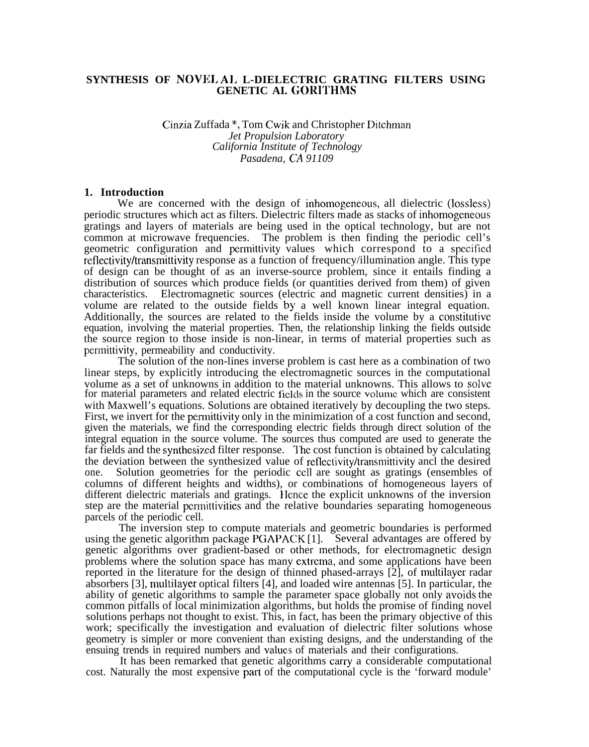# SYNTHESIS OF NOVEL ALL-DIELECTRIC GRATING FILTERS USING GENETIC ALGORITHMS

Cinzia Zuffada *, Tom Cwik and Christopher Ditchman
*Jet Propulsion Laboratory*
*California Institute of Technology*
*Pasadena, CA 91109*

## 1. Introduction

We are concerned with the design of inhomogeneous, all dielectric (lossless) periodic structures which act as filters. Dielectric filters made as stacks of inhomogeneous gratings and layers of materials are being used in the optical technology, but are not common at microwave frequencies. The problem is then finding the periodic cell's geometric configuration and permittivity values which correspond to a specified reflectivity/transmittivity response as a function of frequency/illumination angle. This type of design can be thought of as an inverse-source problem, since it entails finding a distribution of sources which produce fields (or quantities derived from them) of given characteristics. Electromagnetic sources (electric and magnetic current densities) in a volume are related to the outside fields by a well known linear integral equation. Additionally, the sources are related to the fields inside the volume by a constitutive equation, involving the material properties. Then, the relationship linking the fields outside the source region to those inside is non-linear, in terms of material properties such as permittivity, permeability and conductivity.

The solution of the non-lines inverse problem is cast here as a combination of two linear steps, by explicitly introducing the electromagnetic sources in the computational volume as a set of unknowns in addition to the material unknowns. This allows to solve for material parameters and related electric fields in the source volume which are consistent with Maxwell's equations. Solutions are obtained iteratively by decoupling the two steps. First, we invert for the permittivity only in the minimization of a cost function and second, given the materials, we find the corresponding electric fields through direct solution of the integral equation in the source volume. The sources thus computed are used to generate the far fields and the synthesized filter response. The cost function is obtained by calculating the deviation between the synthesized value of reflectivity/transmittivity and the desired one. Solution geometries for the periodic cell are sought as gratings (ensembles of columns of different heights and widths), or combinations of homogeneous layers of different dielectric materials and gratings. Hence the explicit unknowns of the inversion step are the material permittivities and the relative boundaries separating homogeneous parcels of the periodic cell.

The inversion step to compute materials and geometric boundaries is performed using the genetic algorithm package PGAPACK [1]. Several advantages are offered by genetic algorithms over gradient-based or other methods, for electromagnetic design problems where the solution space has many extrema, and some applications have been reported in the literature for the design of thinned phased-arrays [2], of multilayer radar absorbers [3], multilayer optical filters [4], and loaded wire antennas [5]. In particular, the ability of genetic algorithms to sample the parameter space globally not only avoids the common pitfalls of local minimization algorithms, but holds the promise of finding novel solutions perhaps not thought to exist. This, in fact, has been the primary objective of this work; specifically the investigation and evaluation of dielectric filter solutions whose geometry is simpler or more convenient than existing designs, and the understanding of the ensuing trends in required numbers and values of materials and their configurations.

It has been remarked that genetic algorithms carry a considerable computational cost. Naturally the most expensive part of the computational cycle is the 'forward module'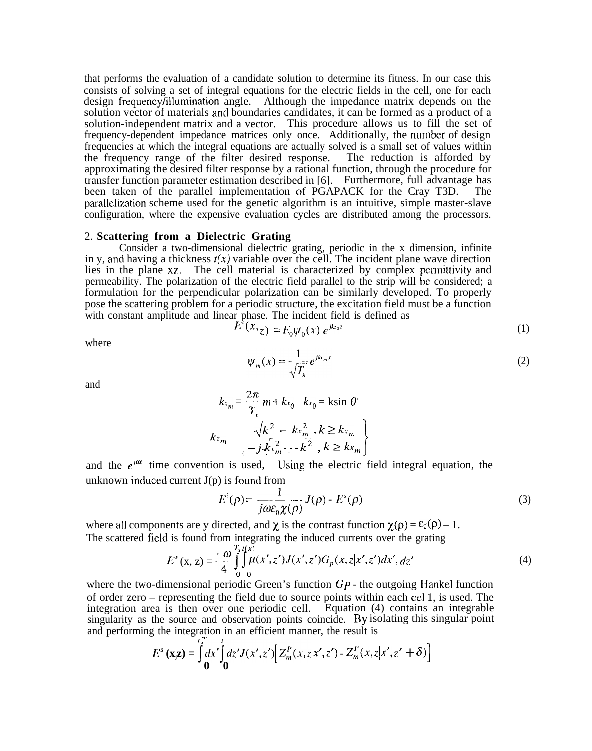that performs the evaluation of a candidate solution to determine its fitness. In our case this consists of solving a set of integral equations for the electric fields in the cell, one for each design frequency/illumination angle. Although the impedance matrix depends on the solution vector of materials and boundaries candidates, it can be formed as a product of a solution-independent matrix and a vector. This procedure allows us to fill the set of frequency-dependent impedance matrices only once. Additionally, the number of design frequencies at which the integral equations are actually solved is a small set of values within the frequency range of the filter desired response. The reduction is afforded by approximating the desired filter response by a rational function, through the procedure for transfer function parameter estimation described in [6]. Furthermore, full advantage has been taken of the parallel implementation of PGAPACK for the Cray T3D. The parallelization scheme used for the genetic algorithm is an intuitive, simple master-slave configuration, where the expensive evaluation cycles are distributed among the processors.

## 2. Scattering from a Dielectric Grating

Consider a two-dimensional dielectric grating, periodic in the x dimension, infinite in y, and having a thickness $t(x)$ variable over the cell. The incident plane wave direction lies in the plane xz. The cell material is characterized by complex permittivity and permeability. The polarization of the electric field parallel to the strip will be considered; a formulation for the perpendicular polarization can be similarly developed. To properly pose the scattering problem for a periodic structure, the excitation field must be a function with constant amplitude and linear phase. The incident field is defined as

$$E^i(x,z) = E_0\psi_0(x)\, e^{jk_{z0}z} \tag{1}$$

where

$$\psi_m(x) = \frac{1}{\sqrt{T_x}} e^{jk_{x_m}x} \tag{2}$$

and

$$k_{x_m} = \frac{2\pi}{T_x} m + k_{x_0} \quad k_{x_0} = k\sin\theta^i$$

$$k_{z_m} = \left\{ \begin{array}{l} \sqrt{k^2 - k_{x_m}^2}\ ,\ k \geq k_{x_m} \\ -j\sqrt{k_{x_m}^2 - k^2}\ ,\ k \geq k_{x_m} \end{array} \right\}$$

and the $e^{j\omega t}$ time convention is used, Using the electric field integral equation, the unknown induced current J(p) is found from

$$E^i(\rho) = \frac{1}{j\omega\varepsilon_0\chi(\rho)} J(\rho) - E^s(\rho) \tag{3}$$

where all components are y directed, and $\chi$ is the contrast function $\chi(\rho) = \varepsilon_r(\rho) - 1$.
The scattered field is found from integrating the induced currents over the grating

$$E^s(x,z) = \frac{-\omega}{4} \int_0^{T_x}\int_0^{t(x)} \mu(x',z')J(x',z')G_p(x,z|x',z')dx',dz' \tag{4}$$

where the two-dimensional periodic Green's function $G_P$ - the outgoing Hankel function of order zero – representing the field due to source points within each cel 1, is used. The integration area is then over one periodic cell. Equation (4) contains an integrable singularity as the source and observation points coincide. By isolating this singular point and performing the integration in an efficient manner, the result is

$$E^s(x,z) = \int_0^{T_x} dx' \int_0^{t} dz' J(x',z')\left[ Z_m^P(x,z\,x',z') - Z_m^P(x,z|x',z'+\delta)\right]$$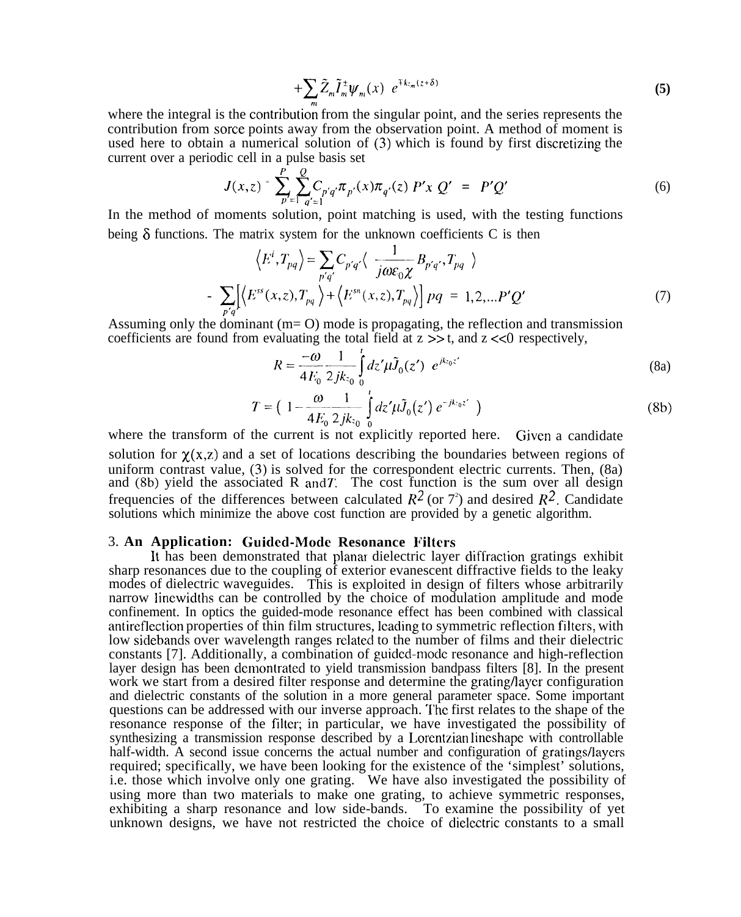$$+\sum_m \tilde{Z}_m \tilde{I}_m^{\pm} \psi_m(x) \; e^{\mp k_{zm}(z+\delta)} \tag{5}$$

where the integral is the contribution from the singular point, and the series represents the contribution from sorce points away from the observation point. A method of moment is used here to obtain a numerical solution of (3) which is found by first discretizing the current over a periodic cell in a pulse basis set

$$J(x,z) = \sum_{p'=1}^{P} \sum_{q'=1}^{Q} C_{p'q'} \pi_{p'}(x) \pi_{q'}(z) \; P'x \; Q' \; = \; P'Q' \tag{6}$$

In the method of moments solution, point matching is used, with the testing functions being $\delta$ functions. The matrix system for the unknown coefficients C is then

$$\left\langle E^i, T_{pq} \right\rangle = \sum_{p'q'} C_{p'q'} \left\langle \frac{1}{j\omega\varepsilon_0\chi} B_{p'q'}, T_{pq} \right\rangle$$

$$- \sum_{p'q'} \left[ \left\langle E^{ss}(x,z), T_{pq} \right\rangle + \left\langle E^{sn}(x,z), T_{pq} \right\rangle \right] \; pq \; = \; 1,2,...P'Q' \tag{7}$$

Assuming only the dominant (m= O) mode is propagating, the reflection and transmission coefficients are found from evaluating the total field at z >> t, and z <<0 respectively,

$$R = \frac{-\omega}{4E_0} \frac{1}{2jk_{z0}} \int_0^t dz' \mu \tilde{J}_0(z') \; e^{jk_{z0}z'} \tag{8a}$$

$$T = \left( 1 - \frac{\omega}{4E_0} \frac{1}{2jk_{z0}} \int_0^t dz' \mu \tilde{J}_0(z') \, e^{-jk_{z0}z'} \right) \tag{8b}$$

where the transform of the current is not explicitly reported here. Given a candidate solution for $\chi(x,z)$ and a set of locations describing the boundaries between regions of uniform contrast value, (3) is solved for the correspondent electric currents. Then, (8a) and (8b) yield the associated R and $T$. The cost function is the sum over all design frequencies of the differences between calculated $R^2$ (or $T^2$) and desired $R^2$. Candidate solutions which minimize the above cost function are provided by a genetic algorithm.

### 3. An Application: Guided-Mode Resonance Filters

It has been demonstrated that planar dielectric layer diffraction gratings exhibit sharp resonances due to the coupling of exterior evanescent diffractive fields to the leaky modes of dielectric waveguides. This is exploited in design of filters whose arbitrarily narrow linewidths can be controlled by the choice of modulation amplitude and mode confinement. In optics the guided-mode resonance effect has been combined with classical antireflection properties of thin film structures, leading to symmetric reflection filters, with low sidebands over wavelength ranges related to the number of films and their dielectric constants [7]. Additionally, a combination of guided-mode resonance and high-reflection layer design has been demontrated to yield transmission bandpass filters [8]. In the present work we start from a desired filter response and determine the grating/layer configuration and dielectric constants of the solution in a more general parameter space. Some important questions can be addressed with our inverse approach. The first relates to the shape of the resonance response of the filter; in particular, we have investigated the possibility of synthesizing a transmission response described by a Lorentzian lineshape with controllable half-width. A second issue concerns the actual number and configuration of gratings/layers required; specifically, we have been looking for the existence of the 'simplest' solutions, i.e. those which involve only one grating. We have also investigated the possibility of using more than two materials to make one grating, to achieve symmetric responses, exhibiting a sharp resonance and low side-bands. To examine the possibility of yet unknown designs, we have not restricted the choice of dielectric constants to a small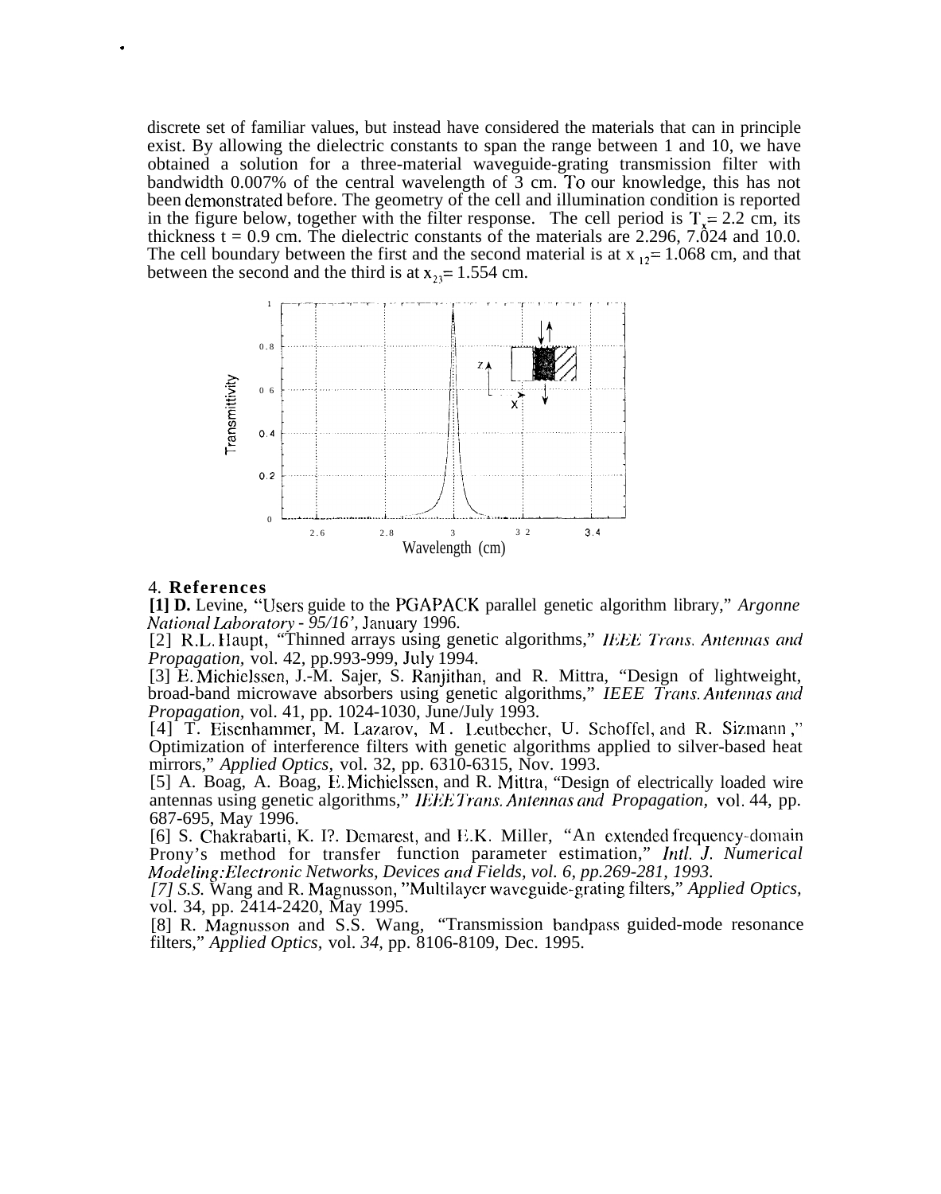discrete set of familiar values, but instead have considered the materials that can in principle exist. By allowing the dielectric constants to span the range between 1 and 10, we have obtained a solution for a three-material waveguide-grating transmission filter with bandwidth 0.007% of the central wavelength of 3 cm. To our knowledge, this has not been demonstrated before. The geometry of the cell and illumination condition is reported in the figure below, together with the filter response. The cell period is $T_x$= 2.2 cm, its thickness t = 0.9 cm. The dielectric constants of the materials are 2.296, 7.024 and 10.0. The cell boundary between the first and the second material is at $x_{12}$= 1.068 cm, and that between the second and the third is at $x_{23}$= 1.554 cm.

Transmittivity

1

0.8

0.6

0.4

0.2

0

2.6

2.8

3

3.2

3.4

Wavelength (cm)

z

x

## 4. References

**[1] D.** Levine, "Users guide to the PGAPACK parallel genetic algorithm library," *Argonne National Laboratory - 95/16'*, January 1996.

[2] R.L. Haupt, "Thinned arrays using genetic algorithms," *IEEE Trans. Antennas and Propagation*, vol. 42, pp.993-999, July 1994.

[3] E. Michielssen, J.-M. Sajer, S. Ranjithan, and R. Mittra, "Design of lightweight, broad-band microwave absorbers using genetic algorithms," *IEEE Trans. Antennas and Propagation*, vol. 41, pp. 1024-1030, June/July 1993.

[4] T. Eisenhammer, M. Lazarov, M. Leutbecher, U. Schoffel, and R. Sizmann," Optimization of interference filters with genetic algorithms applied to silver-based heat mirrors," *Applied Optics*, vol. 32, pp. 6310-6315, Nov. 1993.

[5] A. Boag, A. Boag, E. Michielssen, and R. Mittra, "Design of electrically loaded wire antennas using genetic algorithms," *IEEE Trans. Antennas and Propagation*, vol. 44, pp. 687-695, May 1996.

[6] S. Chakrabarti, K. P. Demarest, and E.K. Miller, "An extended frequency-domain Prony's method for transfer function parameter estimation," *Intl. J. Numerical Modeling:Electronic Networks, Devices and Fields, vol. 6, pp.269-281, 1993.*

*[7] S.S.* Wang and R. Magnusson, "Multilayer waveguide-grating filters," *Applied Optics*, vol. 34, pp. 2414-2420, May 1995.

[8] R. Magnusson and S.S. Wang, "Transmission bandpass guided-mode resonance filters," *Applied Optics*, vol. *34*, pp. 8106-8109, Dec. 1995.